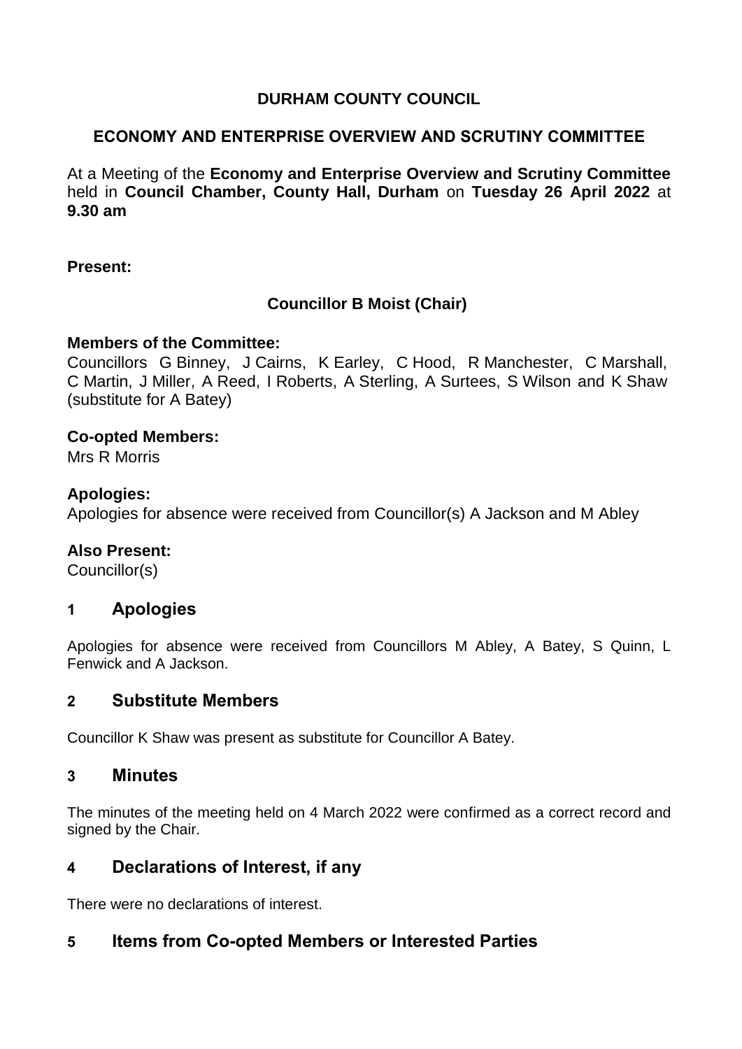# DURHAM COUNTY COUNCIL

## ECONOMY AND ENTERPRISE OVERVIEW AND SCRUTINY COMMITTEE

At a Meeting of the **Economy and Enterprise Overview and Scrutiny Committee** held in **Council Chamber, County Hall, Durham** on **Tuesday 26 April 2022** at **9.30 am**

**Present:**

**Councillor B Moist (Chair)**

**Members of the Committee:**
Councillors G Binney, J Cairns, K Earley, C Hood, R Manchester, C Marshall, C Martin, J Miller, A Reed, I Roberts, A Sterling, A Surtees, S Wilson and K Shaw (substitute for A Batey)

**Co-opted Members:**
Mrs R Morris

**Apologies:**
Apologies for absence were received from Councillor(s) A Jackson and M Abley

**Also Present:**
Councillor(s)

## 1 Apologies

Apologies for absence were received from Councillors M Abley, A Batey, S Quinn, L Fenwick and A Jackson.

## 2 Substitute Members

Councillor K Shaw was present as substitute for Councillor A Batey.

## 3 Minutes

The minutes of the meeting held on 4 March 2022 were confirmed as a correct record and signed by the Chair.

## 4 Declarations of Interest, if any

There were no declarations of interest.

## 5 Items from Co-opted Members or Interested Parties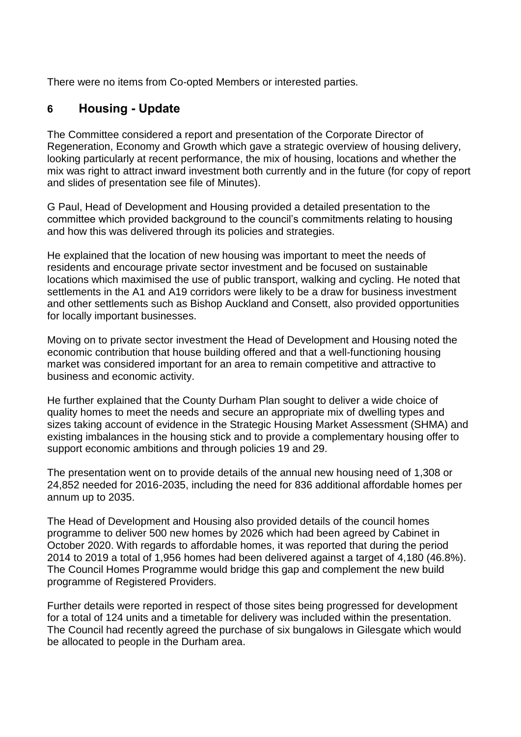There were no items from Co-opted Members or interested parties.

## 6 Housing - Update

The Committee considered a report and presentation of the Corporate Director of Regeneration, Economy and Growth which gave a strategic overview of housing delivery, looking particularly at recent performance, the mix of housing, locations and whether the mix was right to attract inward investment both currently and in the future (for copy of report and slides of presentation see file of Minutes).

G Paul, Head of Development and Housing provided a detailed presentation to the committee which provided background to the council's commitments relating to housing and how this was delivered through its policies and strategies.

He explained that the location of new housing was important to meet the needs of residents and encourage private sector investment and be focused on sustainable locations which maximised the use of public transport, walking and cycling. He noted that settlements in the A1 and A19 corridors were likely to be a draw for business investment and other settlements such as Bishop Auckland and Consett, also provided opportunities for locally important businesses.

Moving on to private sector investment the Head of Development and Housing noted the economic contribution that house building offered and that a well-functioning housing market was considered important for an area to remain competitive and attractive to business and economic activity.

He further explained that the County Durham Plan sought to deliver a wide choice of quality homes to meet the needs and secure an appropriate mix of dwelling types and sizes taking account of evidence in the Strategic Housing Market Assessment (SHMA) and existing imbalances in the housing stick and to provide a complementary housing offer to support economic ambitions and through policies 19 and 29.

The presentation went on to provide details of the annual new housing need of 1,308 or 24,852 needed for 2016-2035, including the need for 836 additional affordable homes per annum up to 2035.

The Head of Development and Housing also provided details of the council homes programme to deliver 500 new homes by 2026 which had been agreed by Cabinet in October 2020. With regards to affordable homes, it was reported that during the period 2014 to 2019 a total of 1,956 homes had been delivered against a target of 4,180 (46.8%). The Council Homes Programme would bridge this gap and complement the new build programme of Registered Providers.

Further details were reported in respect of those sites being progressed for development for a total of 124 units and a timetable for delivery was included within the presentation. The Council had recently agreed the purchase of six bungalows in Gilesgate which would be allocated to people in the Durham area.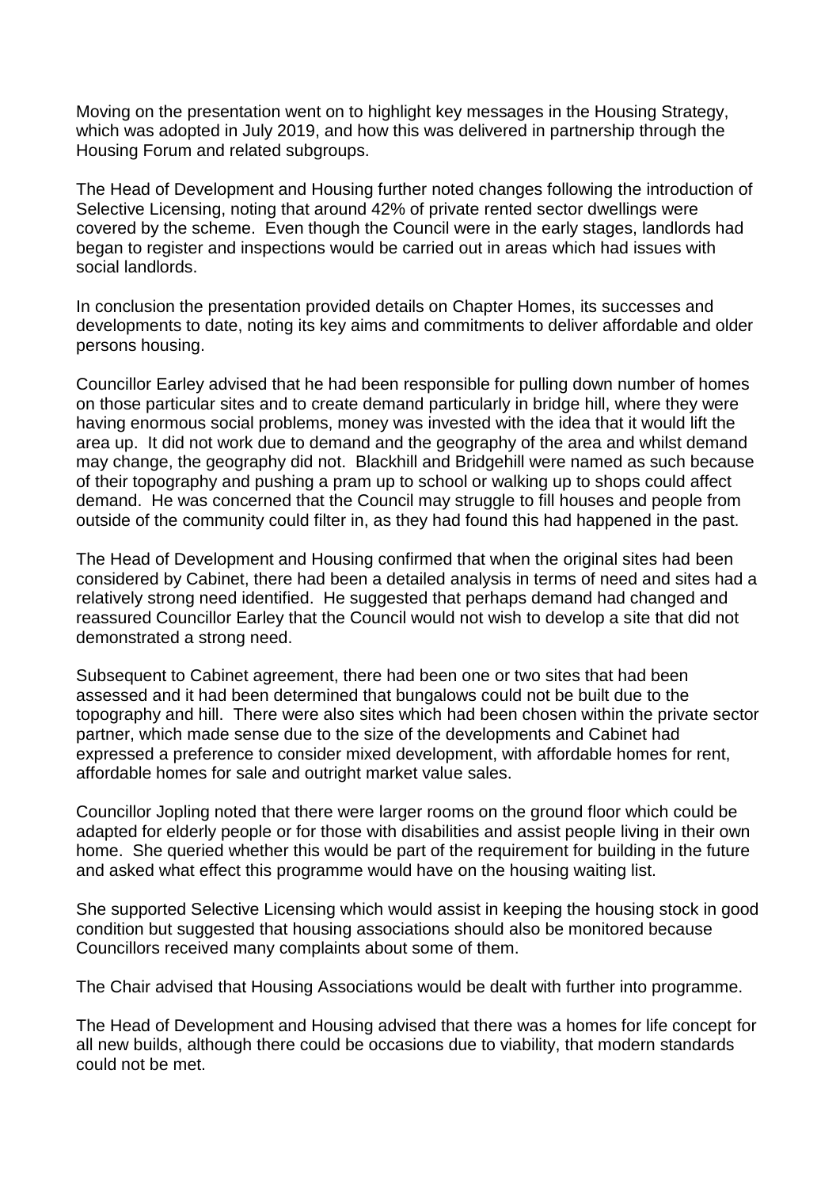Moving on the presentation went on to highlight key messages in the Housing Strategy, which was adopted in July 2019, and how this was delivered in partnership through the Housing Forum and related subgroups.

The Head of Development and Housing further noted changes following the introduction of Selective Licensing, noting that around 42% of private rented sector dwellings were covered by the scheme. Even though the Council were in the early stages, landlords had began to register and inspections would be carried out in areas which had issues with social landlords.

In conclusion the presentation provided details on Chapter Homes, its successes and developments to date, noting its key aims and commitments to deliver affordable and older persons housing.

Councillor Earley advised that he had been responsible for pulling down number of homes on those particular sites and to create demand particularly in bridge hill, where they were having enormous social problems, money was invested with the idea that it would lift the area up. It did not work due to demand and the geography of the area and whilst demand may change, the geography did not. Blackhill and Bridgehill were named as such because of their topography and pushing a pram up to school or walking up to shops could affect demand. He was concerned that the Council may struggle to fill houses and people from outside of the community could filter in, as they had found this had happened in the past.

The Head of Development and Housing confirmed that when the original sites had been considered by Cabinet, there had been a detailed analysis in terms of need and sites had a relatively strong need identified. He suggested that perhaps demand had changed and reassured Councillor Earley that the Council would not wish to develop a site that did not demonstrated a strong need.

Subsequent to Cabinet agreement, there had been one or two sites that had been assessed and it had been determined that bungalows could not be built due to the topography and hill. There were also sites which had been chosen within the private sector partner, which made sense due to the size of the developments and Cabinet had expressed a preference to consider mixed development, with affordable homes for rent, affordable homes for sale and outright market value sales.

Councillor Jopling noted that there were larger rooms on the ground floor which could be adapted for elderly people or for those with disabilities and assist people living in their own home. She queried whether this would be part of the requirement for building in the future and asked what effect this programme would have on the housing waiting list.

She supported Selective Licensing which would assist in keeping the housing stock in good condition but suggested that housing associations should also be monitored because Councillors received many complaints about some of them.

The Chair advised that Housing Associations would be dealt with further into programme.

The Head of Development and Housing advised that there was a homes for life concept for all new builds, although there could be occasions due to viability, that modern standards could not be met.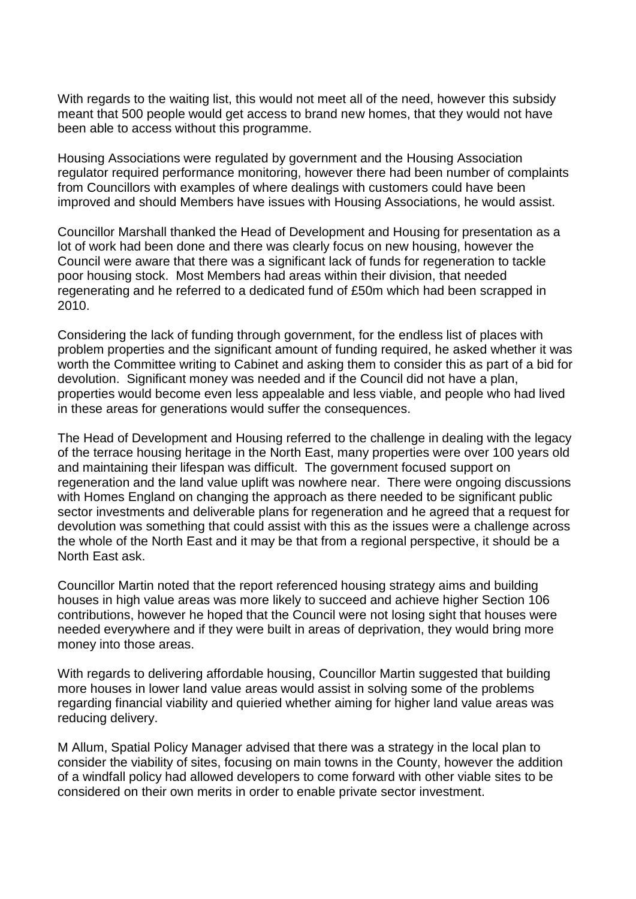With regards to the waiting list, this would not meet all of the need, however this subsidy meant that 500 people would get access to brand new homes, that they would not have been able to access without this programme.

Housing Associations were regulated by government and the Housing Association regulator required performance monitoring, however there had been number of complaints from Councillors with examples of where dealings with customers could have been improved and should Members have issues with Housing Associations, he would assist.

Councillor Marshall thanked the Head of Development and Housing for presentation as a lot of work had been done and there was clearly focus on new housing, however the Council were aware that there was a significant lack of funds for regeneration to tackle poor housing stock. Most Members had areas within their division, that needed regenerating and he referred to a dedicated fund of £50m which had been scrapped in 2010.

Considering the lack of funding through government, for the endless list of places with problem properties and the significant amount of funding required, he asked whether it was worth the Committee writing to Cabinet and asking them to consider this as part of a bid for devolution. Significant money was needed and if the Council did not have a plan, properties would become even less appealable and less viable, and people who had lived in these areas for generations would suffer the consequences.

The Head of Development and Housing referred to the challenge in dealing with the legacy of the terrace housing heritage in the North East, many properties were over 100 years old and maintaining their lifespan was difficult. The government focused support on regeneration and the land value uplift was nowhere near. There were ongoing discussions with Homes England on changing the approach as there needed to be significant public sector investments and deliverable plans for regeneration and he agreed that a request for devolution was something that could assist with this as the issues were a challenge across the whole of the North East and it may be that from a regional perspective, it should be a North East ask.

Councillor Martin noted that the report referenced housing strategy aims and building houses in high value areas was more likely to succeed and achieve higher Section 106 contributions, however he hoped that the Council were not losing sight that houses were needed everywhere and if they were built in areas of deprivation, they would bring more money into those areas.

With regards to delivering affordable housing, Councillor Martin suggested that building more houses in lower land value areas would assist in solving some of the problems regarding financial viability and quieried whether aiming for higher land value areas was reducing delivery.

M Allum, Spatial Policy Manager advised that there was a strategy in the local plan to consider the viability of sites, focusing on main towns in the County, however the addition of a windfall policy had allowed developers to come forward with other viable sites to be considered on their own merits in order to enable private sector investment.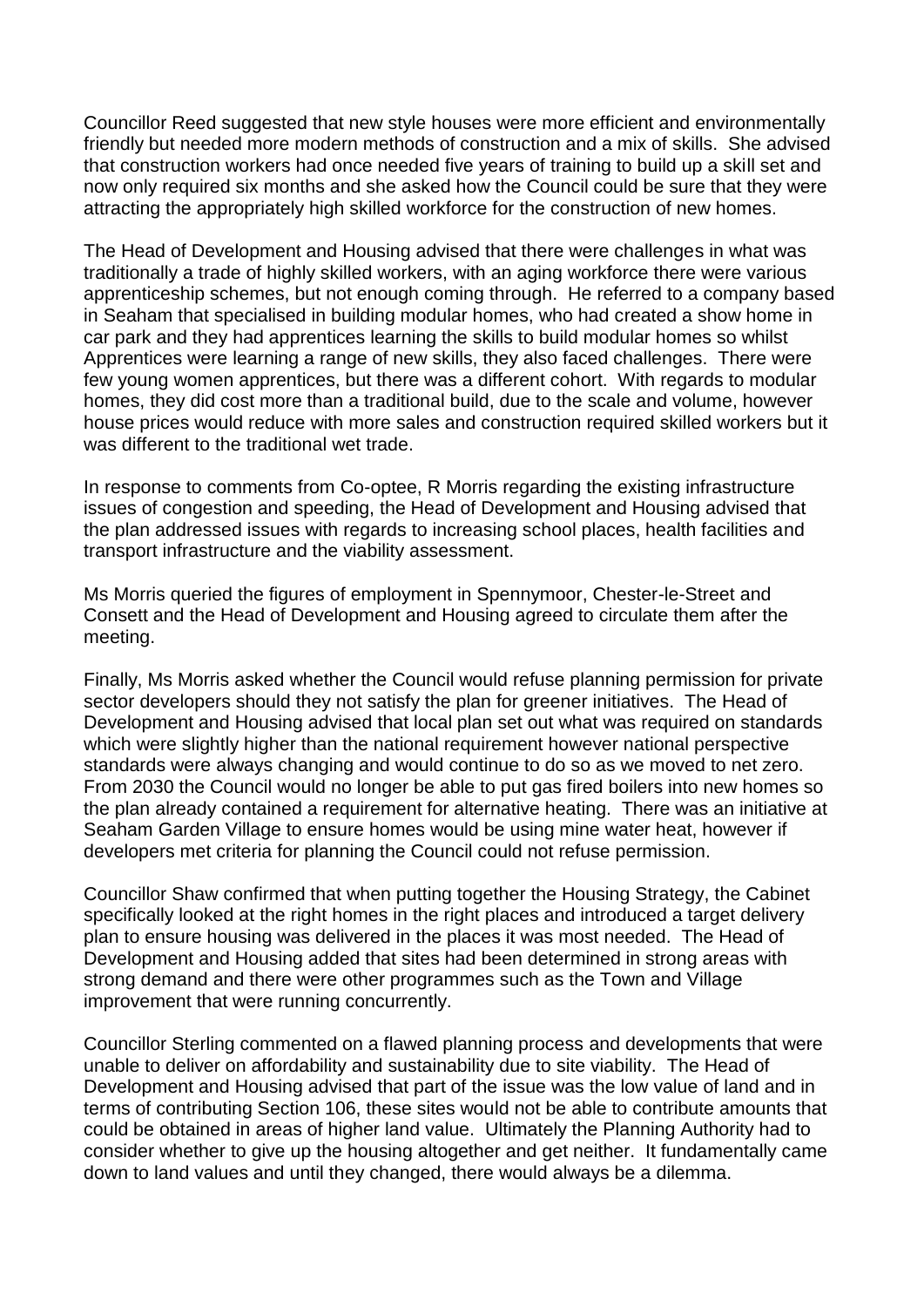Councillor Reed suggested that new style houses were more efficient and environmentally friendly but needed more modern methods of construction and a mix of skills. She advised that construction workers had once needed five years of training to build up a skill set and now only required six months and she asked how the Council could be sure that they were attracting the appropriately high skilled workforce for the construction of new homes.

The Head of Development and Housing advised that there were challenges in what was traditionally a trade of highly skilled workers, with an aging workforce there were various apprenticeship schemes, but not enough coming through. He referred to a company based in Seaham that specialised in building modular homes, who had created a show home in car park and they had apprentices learning the skills to build modular homes so whilst Apprentices were learning a range of new skills, they also faced challenges. There were few young women apprentices, but there was a different cohort. With regards to modular homes, they did cost more than a traditional build, due to the scale and volume, however house prices would reduce with more sales and construction required skilled workers but it was different to the traditional wet trade.

In response to comments from Co-optee, R Morris regarding the existing infrastructure issues of congestion and speeding, the Head of Development and Housing advised that the plan addressed issues with regards to increasing school places, health facilities and transport infrastructure and the viability assessment.

Ms Morris queried the figures of employment in Spennymoor, Chester-le-Street and Consett and the Head of Development and Housing agreed to circulate them after the meeting.

Finally, Ms Morris asked whether the Council would refuse planning permission for private sector developers should they not satisfy the plan for greener initiatives. The Head of Development and Housing advised that local plan set out what was required on standards which were slightly higher than the national requirement however national perspective standards were always changing and would continue to do so as we moved to net zero. From 2030 the Council would no longer be able to put gas fired boilers into new homes so the plan already contained a requirement for alternative heating. There was an initiative at Seaham Garden Village to ensure homes would be using mine water heat, however if developers met criteria for planning the Council could not refuse permission.

Councillor Shaw confirmed that when putting together the Housing Strategy, the Cabinet specifically looked at the right homes in the right places and introduced a target delivery plan to ensure housing was delivered in the places it was most needed. The Head of Development and Housing added that sites had been determined in strong areas with strong demand and there were other programmes such as the Town and Village improvement that were running concurrently.

Councillor Sterling commented on a flawed planning process and developments that were unable to deliver on affordability and sustainability due to site viability. The Head of Development and Housing advised that part of the issue was the low value of land and in terms of contributing Section 106, these sites would not be able to contribute amounts that could be obtained in areas of higher land value. Ultimately the Planning Authority had to consider whether to give up the housing altogether and get neither. It fundamentally came down to land values and until they changed, there would always be a dilemma.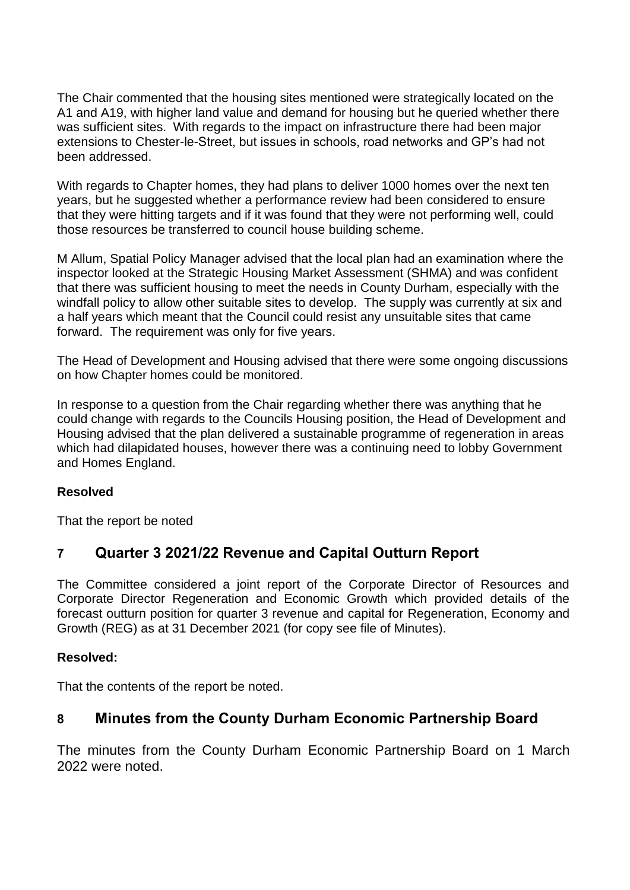The Chair commented that the housing sites mentioned were strategically located on the A1 and A19, with higher land value and demand for housing but he queried whether there was sufficient sites. With regards to the impact on infrastructure there had been major extensions to Chester-le-Street, but issues in schools, road networks and GP's had not been addressed.

With regards to Chapter homes, they had plans to deliver 1000 homes over the next ten years, but he suggested whether a performance review had been considered to ensure that they were hitting targets and if it was found that they were not performing well, could those resources be transferred to council house building scheme.

M Allum, Spatial Policy Manager advised that the local plan had an examination where the inspector looked at the Strategic Housing Market Assessment (SHMA) and was confident that there was sufficient housing to meet the needs in County Durham, especially with the windfall policy to allow other suitable sites to develop. The supply was currently at six and a half years which meant that the Council could resist any unsuitable sites that came forward. The requirement was only for five years.

The Head of Development and Housing advised that there were some ongoing discussions on how Chapter homes could be monitored.

In response to a question from the Chair regarding whether there was anything that he could change with regards to the Councils Housing position, the Head of Development and Housing advised that the plan delivered a sustainable programme of regeneration in areas which had dilapidated houses, however there was a continuing need to lobby Government and Homes England.

**Resolved**

That the report be noted

## 7 Quarter 3 2021/22 Revenue and Capital Outturn Report

The Committee considered a joint report of the Corporate Director of Resources and Corporate Director Regeneration and Economic Growth which provided details of the forecast outturn position for quarter 3 revenue and capital for Regeneration, Economy and Growth (REG) as at 31 December 2021 (for copy see file of Minutes).

**Resolved:**

That the contents of the report be noted.

## 8 Minutes from the County Durham Economic Partnership Board

The minutes from the County Durham Economic Partnership Board on 1 March 2022 were noted.